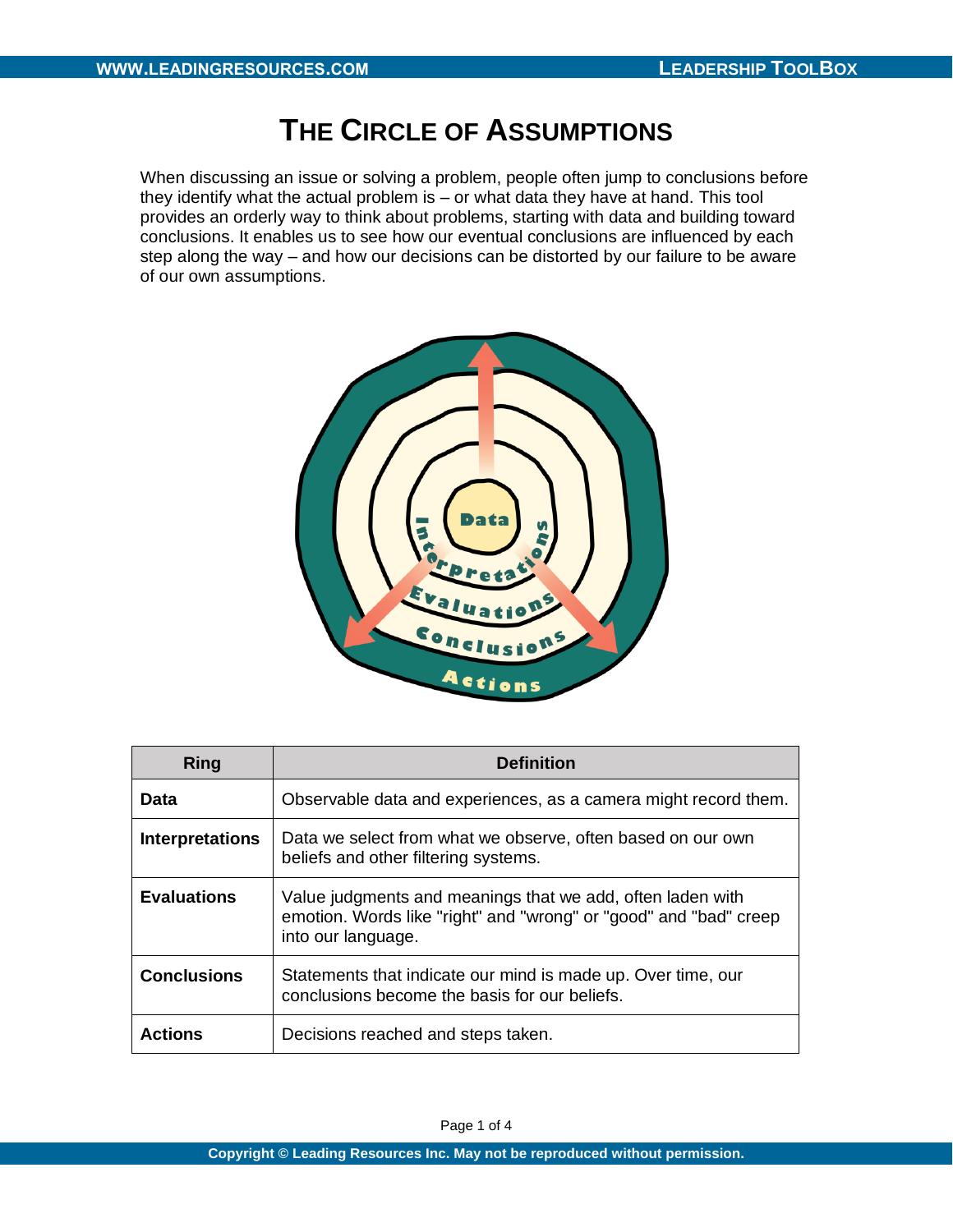# THE CIRCLE OF ASSUMPTIONS

When discussing an issue or solving a problem, people often jump to conclusions before they identify what the actual problem is – or what data they have at hand. This tool provides an orderly way to think about problems, starting with data and building toward conclusions. It enables us to see how our eventual conclusions are influenced by each step along the way – and how our decisions can be distorted by our failure to be aware of our own assumptions.

Data
Interpretations
Evaluations
Conclusions
Actions

| Ring | Definition |
|---|---|
| **Data** | Observable data and experiences, as a camera might record them. |
| **Interpretations** | Data we select from what we observe, often based on our own beliefs and other filtering systems. |
| **Evaluations** | Value judgments and meanings that we add, often laden with emotion. Words like "right" and "wrong" or "good" and "bad" creep into our language. |
| **Conclusions** | Statements that indicate our mind is made up. Over time, our conclusions become the basis for our beliefs. |
| **Actions** | Decisions reached and steps taken. |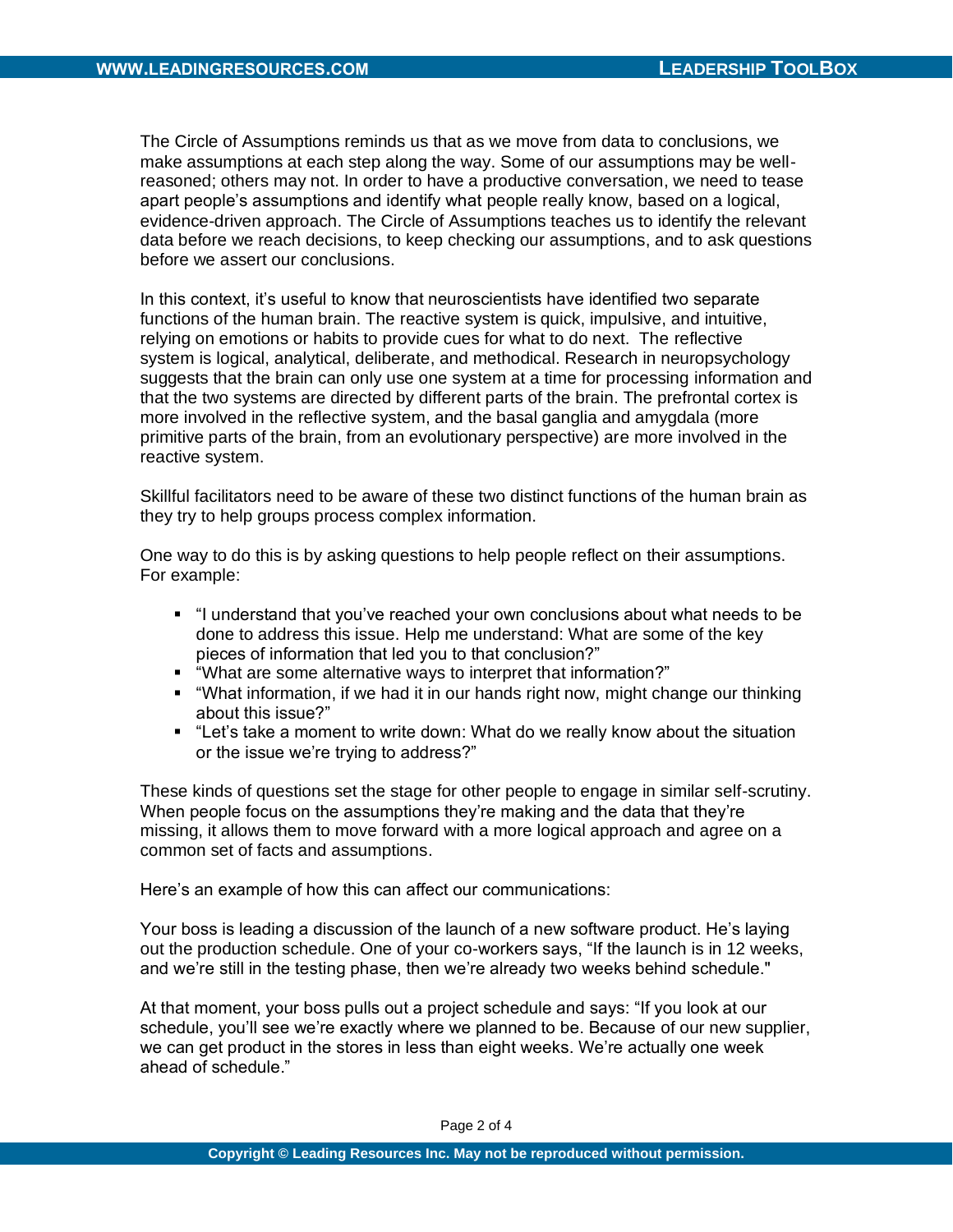The Circle of Assumptions reminds us that as we move from data to conclusions, we make assumptions at each step along the way. Some of our assumptions may be well-reasoned; others may not. In order to have a productive conversation, we need to tease apart people's assumptions and identify what people really know, based on a logical, evidence-driven approach. The Circle of Assumptions teaches us to identify the relevant data before we reach decisions, to keep checking our assumptions, and to ask questions before we assert our conclusions.

In this context, it's useful to know that neuroscientists have identified two separate functions of the human brain. The reactive system is quick, impulsive, and intuitive, relying on emotions or habits to provide cues for what to do next. The reflective system is logical, analytical, deliberate, and methodical. Research in neuropsychology suggests that the brain can only use one system at a time for processing information and that the two systems are directed by different parts of the brain. The prefrontal cortex is more involved in the reflective system, and the basal ganglia and amygdala (more primitive parts of the brain, from an evolutionary perspective) are more involved in the reactive system.

Skillful facilitators need to be aware of these two distinct functions of the human brain as they try to help groups process complex information.

One way to do this is by asking questions to help people reflect on their assumptions. For example:

- "I understand that you've reached your own conclusions about what needs to be done to address this issue. Help me understand: What are some of the key pieces of information that led you to that conclusion?"
- "What are some alternative ways to interpret that information?"
- "What information, if we had it in our hands right now, might change our thinking about this issue?"
- "Let's take a moment to write down: What do we really know about the situation or the issue we're trying to address?"

These kinds of questions set the stage for other people to engage in similar self-scrutiny. When people focus on the assumptions they're making and the data that they're missing, it allows them to move forward with a more logical approach and agree on a common set of facts and assumptions.

Here's an example of how this can affect our communications:

Your boss is leading a discussion of the launch of a new software product. He's laying out the production schedule. One of your co-workers says, "If the launch is in 12 weeks, and we're still in the testing phase, then we're already two weeks behind schedule."

At that moment, your boss pulls out a project schedule and says: "If you look at our schedule, you'll see we're exactly where we planned to be. Because of our new supplier, we can get product in the stores in less than eight weeks. We're actually one week ahead of schedule."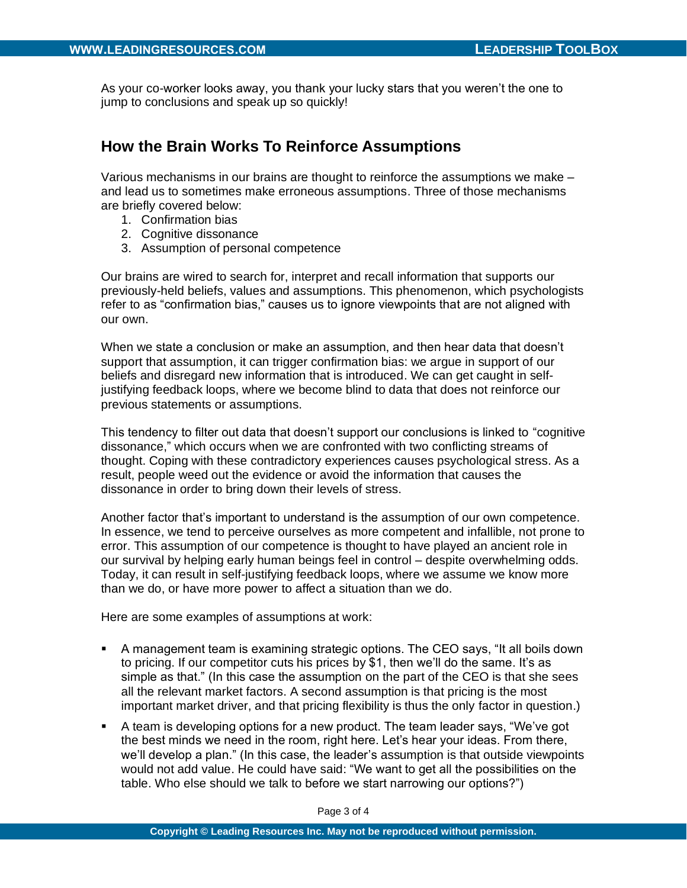As your co-worker looks away, you thank your lucky stars that you weren't the one to jump to conclusions and speak up so quickly!

## How the Brain Works To Reinforce Assumptions

Various mechanisms in our brains are thought to reinforce the assumptions we make – and lead us to sometimes make erroneous assumptions. Three of those mechanisms are briefly covered below:

1. Confirmation bias
2. Cognitive dissonance
3. Assumption of personal competence

Our brains are wired to search for, interpret and recall information that supports our previously-held beliefs, values and assumptions. This phenomenon, which psychologists refer to as "confirmation bias," causes us to ignore viewpoints that are not aligned with our own.

When we state a conclusion or make an assumption, and then hear data that doesn't support that assumption, it can trigger confirmation bias: we argue in support of our beliefs and disregard new information that is introduced. We can get caught in self-justifying feedback loops, where we become blind to data that does not reinforce our previous statements or assumptions.

This tendency to filter out data that doesn't support our conclusions is linked to "cognitive dissonance," which occurs when we are confronted with two conflicting streams of thought. Coping with these contradictory experiences causes psychological stress. As a result, people weed out the evidence or avoid the information that causes the dissonance in order to bring down their levels of stress.

Another factor that's important to understand is the assumption of our own competence. In essence, we tend to perceive ourselves as more competent and infallible, not prone to error. This assumption of our competence is thought to have played an ancient role in our survival by helping early human beings feel in control – despite overwhelming odds. Today, it can result in self-justifying feedback loops, where we assume we know more than we do, or have more power to affect a situation than we do.

Here are some examples of assumptions at work:

- A management team is examining strategic options. The CEO says, "It all boils down to pricing. If our competitor cuts his prices by $1, then we'll do the same. It's as simple as that." (In this case the assumption on the part of the CEO is that she sees all the relevant market factors. A second assumption is that pricing is the most important market driver, and that pricing flexibility is thus the only factor in question.)
- A team is developing options for a new product. The team leader says, "We've got the best minds we need in the room, right here. Let's hear your ideas. From there, we'll develop a plan." (In this case, the leader's assumption is that outside viewpoints would not add value. He could have said: "We want to get all the possibilities on the table. Who else should we talk to before we start narrowing our options?")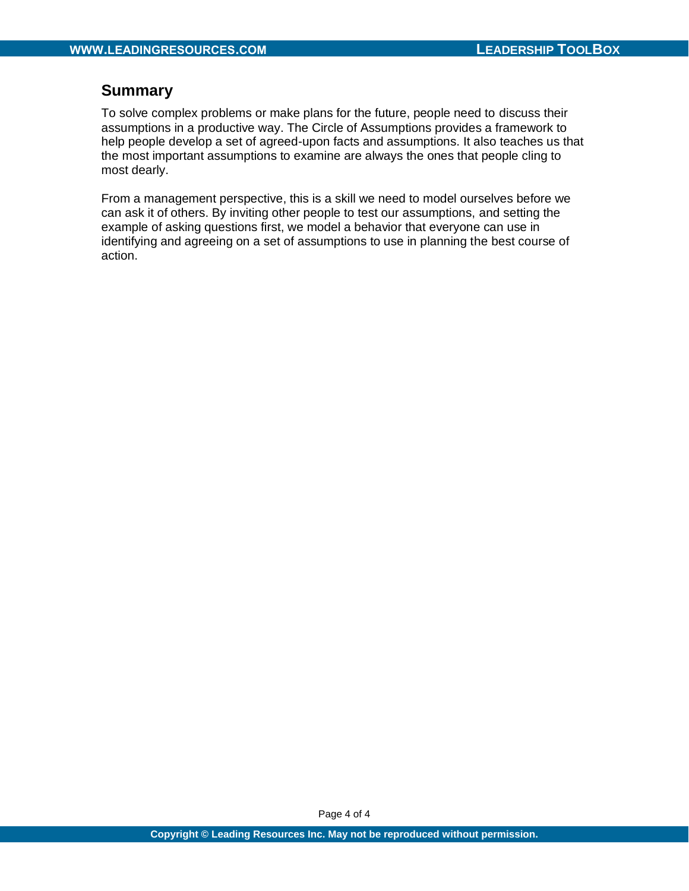## Summary

To solve complex problems or make plans for the future, people need to discuss their assumptions in a productive way. The Circle of Assumptions provides a framework to help people develop a set of agreed-upon facts and assumptions. It also teaches us that the most important assumptions to examine are always the ones that people cling to most dearly.

From a management perspective, this is a skill we need to model ourselves before we can ask it of others. By inviting other people to test our assumptions, and setting the example of asking questions first, we model a behavior that everyone can use in identifying and agreeing on a set of assumptions to use in planning the best course of action.